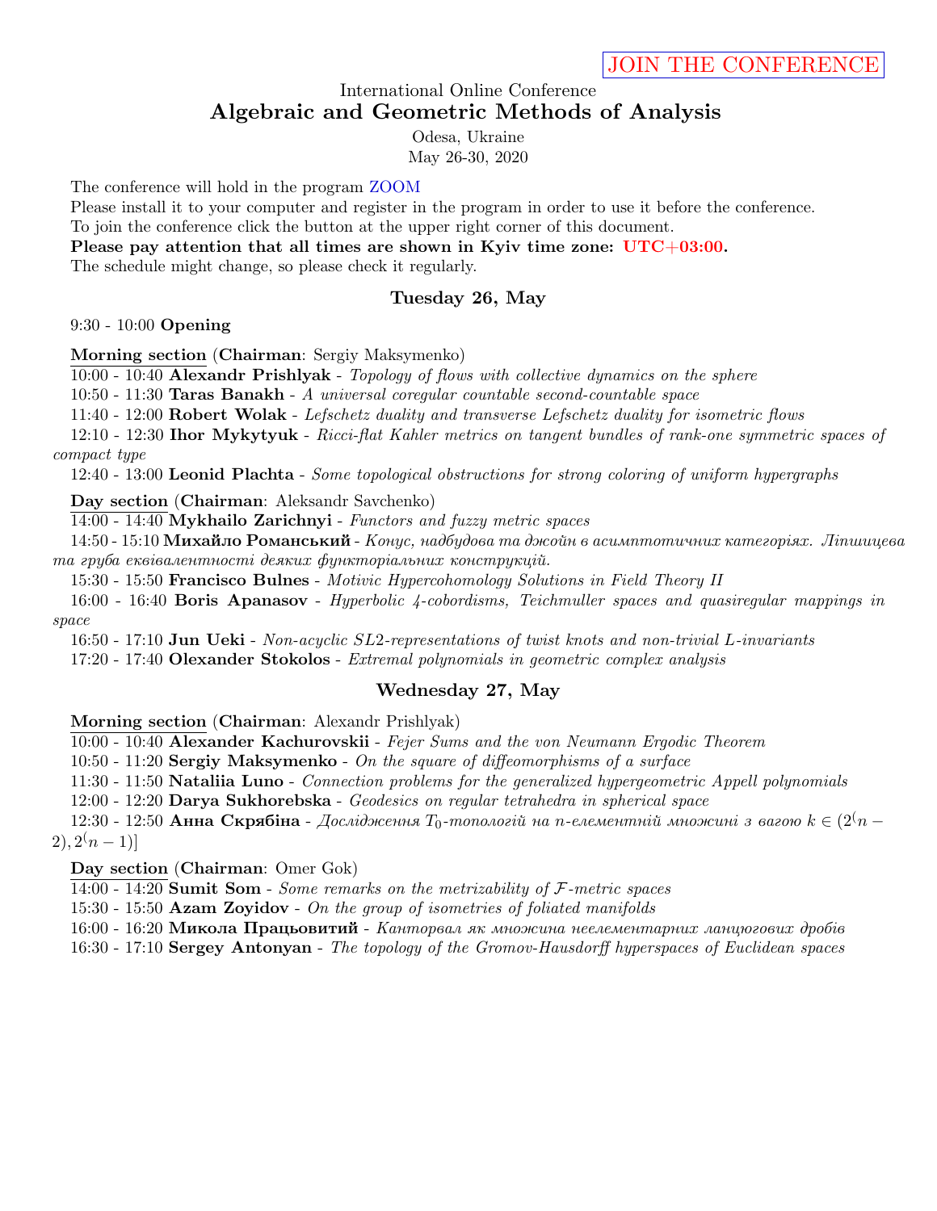JOIN THE CONFERENCE

International Online Conference

# Algebraic and Geometric Methods of Analysis

Odesa, Ukraine

May 26-30, 2020

The conference will hold in the program ZOOM

Please install it to your computer and register in the program in order to use it before the conference.

To join the conference click the button at the upper right corner of this document.

**Please pay attention that all times are shown in Kyiv time zone: UTC+03:00.**

The schedule might change, so please check it regularly.

## Tuesday 26, May

9:30 - 10:00 **Opening**

**Morning section** (**Chairman**: Sergiy Maksymenko)

10:00 - 10:40 **Alexandr Prishlyak** - *Topology of flows with collective dynamics on the sphere*

10:50 - 11:30 **Taras Banakh** - *A universal coregular countable second-countable space*

11:40 - 12:00 **Robert Wolak** - *Lefschetz duality and transverse Lefschetz duality for isometric flows*

12:10 - 12:30 **Ihor Mykytyuk** - *Ricci-flat Kahler metrics on tangent bundles of rank-one symmetric spaces of compact type*

12:40 - 13:00 **Leonid Plachta** - *Some topological obstructions for strong coloring of uniform hypergraphs*

**Day section** (**Chairman**: Aleksandr Savchenko)

14:00 - 14:40 **Mykhailo Zarichnyi** - *Functors and fuzzy metric spaces*

14:50 - 15:10 **Михайло Романський** - *Конус, надбудова та джойн в асимптотичних категоріях. Ліпшицева та груба еквівалентності деяких функторіальних конструкцій.*

15:30 - 15:50 **Francisco Bulnes** - *Motivic Hypercohomology Solutions in Field Theory II*

16:00 - 16:40 **Boris Apanasov** - *Hyperbolic 4-cobordisms, Teichmuller spaces and quasiregular mappings in space*

16:50 - 17:10 **Jun Ueki** - *Non-acyclic $SL2$-representations of twist knots and non-trivial $L$-invariants*

17:20 - 17:40 **Olexander Stokolos** - *Extremal polynomials in geometric complex analysis*

## Wednesday 27, May

**Morning section** (**Chairman**: Alexandr Prishlyak)

10:00 - 10:40 **Alexander Kachurovskii** - *Fejer Sums and the von Neumann Ergodic Theorem*

10:50 - 11:20 **Sergiy Maksymenko** - *On the square of diffeomorphisms of a surface*

11:30 - 11:50 **Nataliia Luno** - *Connection problems for the generalized hypergeometric Appell polynomials*

12:00 - 12:20 **Darya Sukhorebska** - *Geodesics on regular tetrahedra in spherical space*

12:30 - 12:50 **Анна Скрябіна** - *Дослідження $T_0$-топологій на $n$-елементній множині з вагою $k \in (2^(n-2), 2^(n-1)]$*

**Day section** (**Chairman**: Omer Gok)

14:00 - 14:20 **Sumit Som** - *Some remarks on the metrizability of $\mathcal{F}$-metric spaces*

15:30 - 15:50 **Azam Zoyidov** - *On the group of isometries of foliated manifolds*

16:00 - 16:20 **Микола Працьовитий** - *Канторвал як множина неелементарних ланцюгових дробів*

16:30 - 17:10 **Sergey Antonyan** - *The topology of the Gromov-Hausdorff hyperspaces of Euclidean spaces*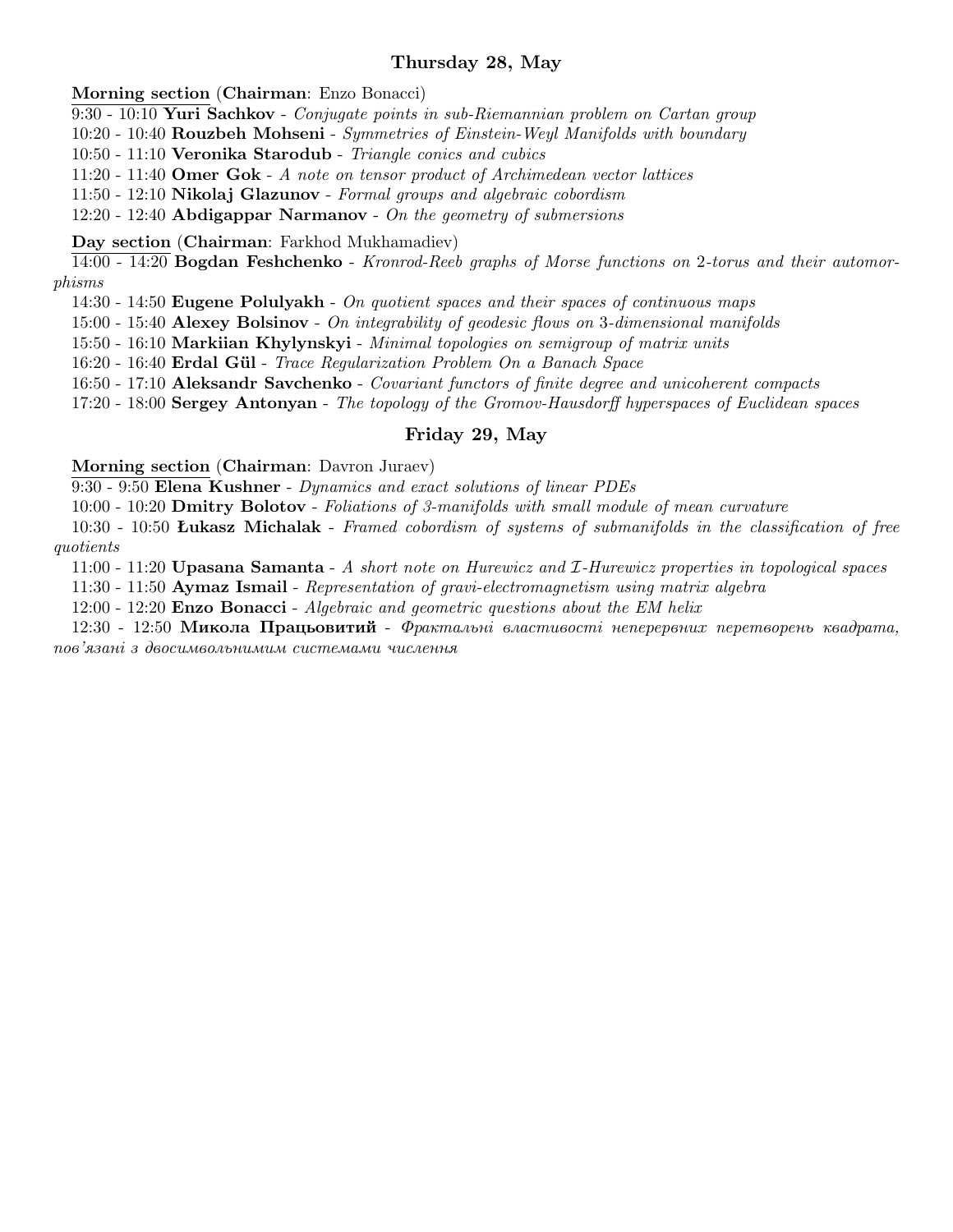### Thursday 28, May

<u>**Morning section**</u> (**Chairman**: Enzo Bonacci)

9:30 - 10:10 **Yuri Sachkov** - *Conjugate points in sub-Riemannian problem on Cartan group*

10:20 - 10:40 **Rouzbeh Mohseni** - *Symmetries of Einstein-Weyl Manifolds with boundary*

10:50 - 11:10 **Veronika Starodub** - *Triangle conics and cubics*

11:20 - 11:40 **Omer Gok** - *A note on tensor product of Archimedean vector lattices*

11:50 - 12:10 **Nikolaj Glazunov** - *Formal groups and algebraic cobordism*

12:20 - 12:40 **Abdigappar Narmanov** - *On the geometry of submersions*

<u>**Day section**</u> (**Chairman**: Farkhod Mukhamadiev)

14:00 - 14:20 **Bogdan Feshchenko** - *Kronrod-Reeb graphs of Morse functions on* 2*-torus and their automorphisms*

14:30 - 14:50 **Eugene Polulyakh** - *On quotient spaces and their spaces of continuous maps*

15:00 - 15:40 **Alexey Bolsinov** - *On integrability of geodesic flows on* 3*-dimensional manifolds*

15:50 - 16:10 **Markiian Khylynskyi** - *Minimal topologies on semigroup of matrix units*

16:20 - 16:40 **Erdal Gül** - *Trace Regularization Problem On a Banach Space*

16:50 - 17:10 **Aleksandr Savchenko** - *Covariant functors of finite degree and unicoherent compacts*

17:20 - 18:00 **Sergey Antonyan** - *The topology of the Gromov-Hausdorff hyperspaces of Euclidean spaces*

### Friday 29, May

<u>**Morning section**</u> (**Chairman**: Davron Juraev)

9:30 - 9:50 **Elena Kushner** - *Dynamics and exact solutions of linear PDEs*

10:00 - 10:20 **Dmitry Bolotov** - *Foliations of 3-manifolds with small module of mean curvature*

10:30 - 10:50 **Łukasz Michalak** - *Framed cobordism of systems of submanifolds in the classification of free quotients*

11:00 - 11:20 **Upasana Samanta** - *A short note on Hurewicz and $\mathcal{I}$-Hurewicz properties in topological spaces*

11:30 - 11:50 **Aymaz Ismail** - *Representation of gravi-electromagnetism using matrix algebra*

12:00 - 12:20 **Enzo Bonacci** - *Algebraic and geometric questions about the EM helix*

12:30 - 12:50 **Микола Працьовитий** - *Фрактальні властивості неперервних перетворень квадрата, пов'язані з двосимвольнимим системами числення*